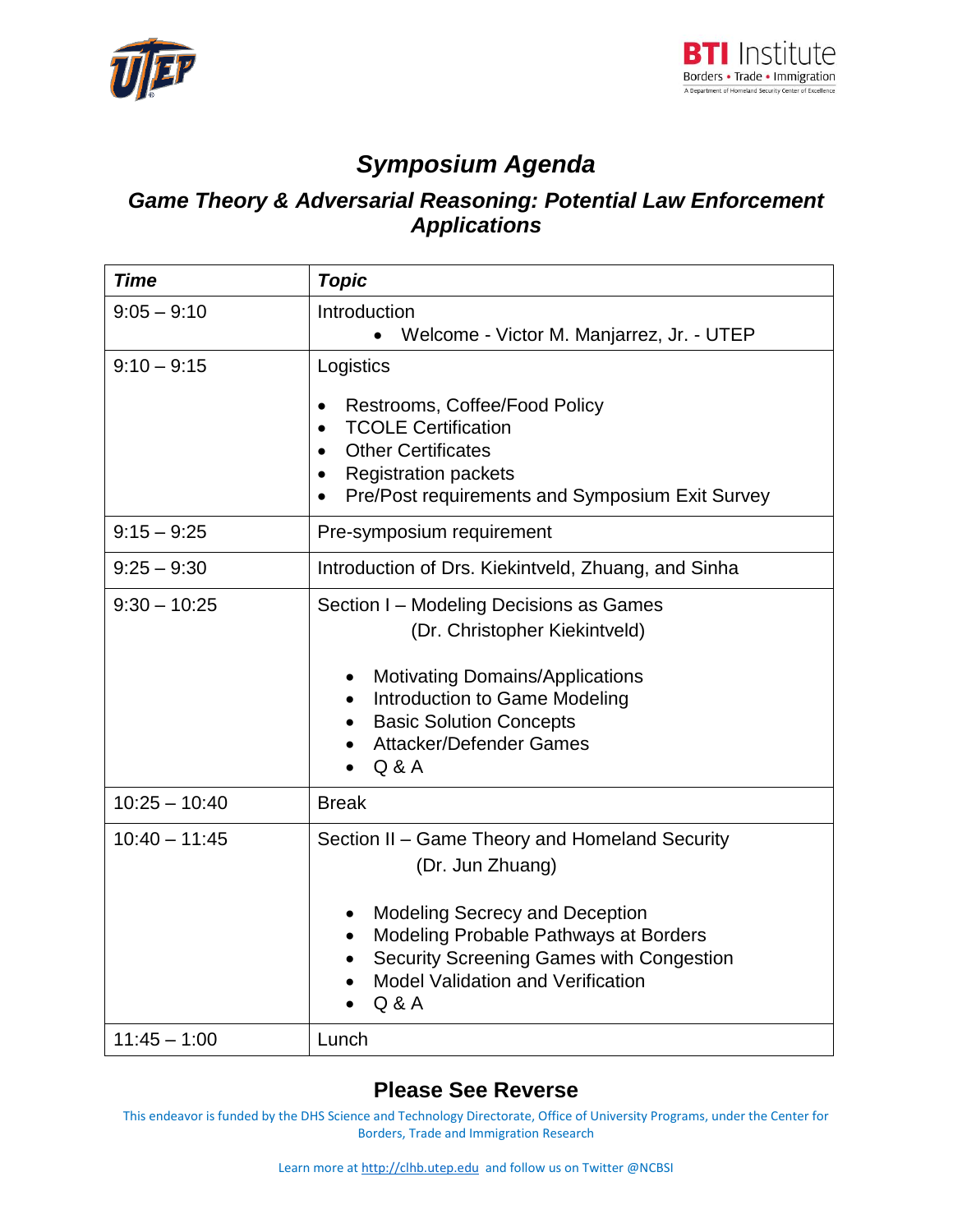# Symposium Agenda

## Game Theory & Adversarial Reasoning: Potential Law Enforcement Applications

| *Time* | *Topic* |
|---|---|
| 9:05 – 9:10 | Introduction<br>• Welcome - Victor M. Manjarrez, Jr. - UTEP |
| 9:10 – 9:15 | Logistics<br>• Restrooms, Coffee/Food Policy<br>• TCOLE Certification<br>• Other Certificates<br>• Registration packets<br>• Pre/Post requirements and Symposium Exit Survey |
| 9:15 – 9:25 | Pre-symposium requirement |
| 9:25 – 9:30 | Introduction of Drs. Kiekintveld, Zhuang, and Sinha |
| 9:30 – 10:25 | Section I – Modeling Decisions as Games<br>(Dr. Christopher Kiekintveld)<br>• Motivating Domains/Applications<br>• Introduction to Game Modeling<br>• Basic Solution Concepts<br>• Attacker/Defender Games<br>• Q & A |
| 10:25 – 10:40 | Break |
| 10:40 – 11:45 | Section II – Game Theory and Homeland Security<br>(Dr. Jun Zhuang)<br>• Modeling Secrecy and Deception<br>• Modeling Probable Pathways at Borders<br>• Security Screening Games with Congestion<br>• Model Validation and Verification<br>• Q & A |
| 11:45 – 1:00 | Lunch |

**Please See Reverse**

This endeavor is funded by the DHS Science and Technology Directorate, Office of University Programs, under the Center for Borders, Trade and Immigration Research

Learn more at http://clhb.utep.edu and follow us on Twitter @NCBSI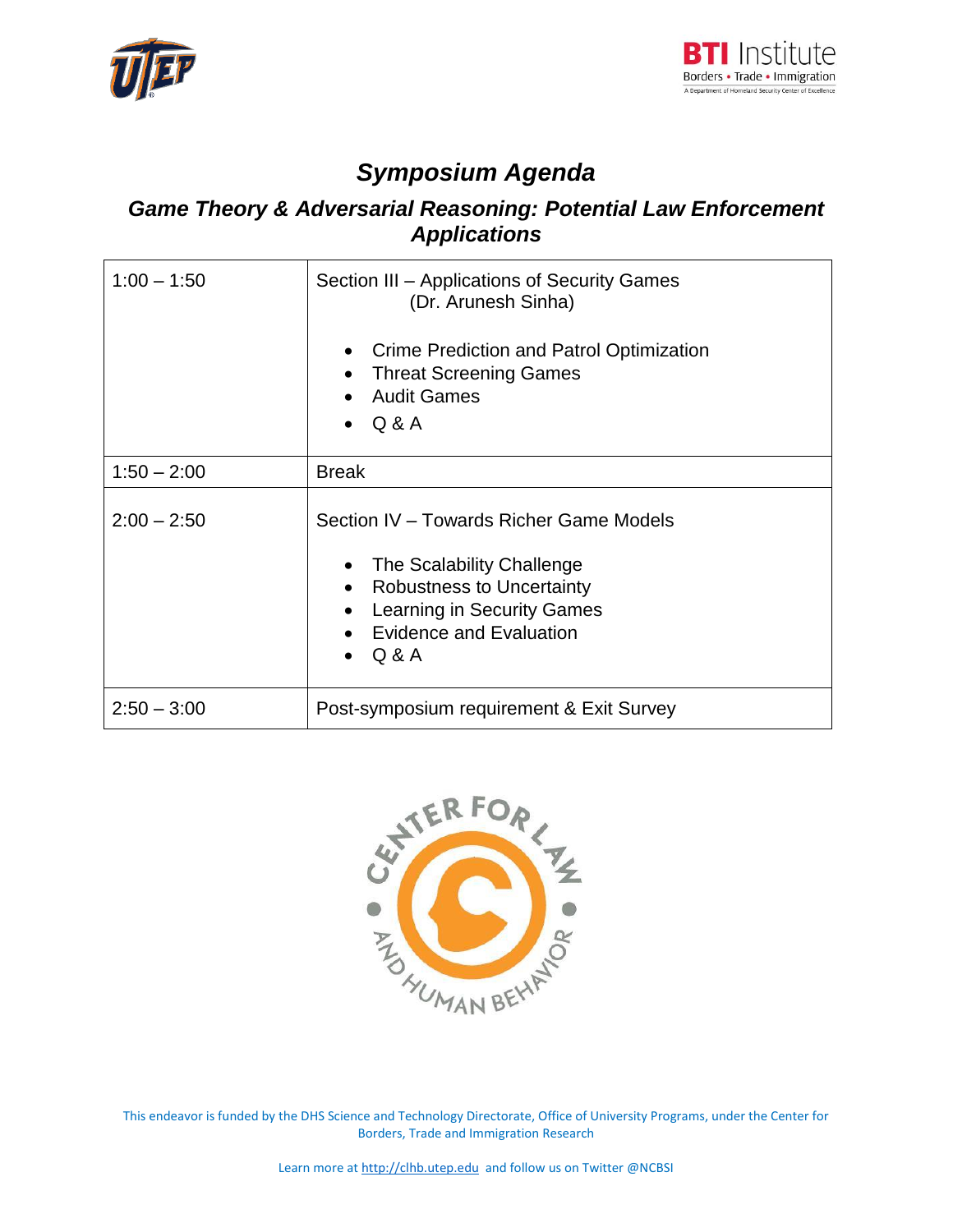# *Symposium Agenda*

## *Game Theory & Adversarial Reasoning: Potential Law Enforcement Applications*

| | |
|---|---|
| 1:00 – 1:50 | Section III – Applications of Security Games (Dr. Arunesh Sinha)<br>• Crime Prediction and Patrol Optimization<br>• Threat Screening Games<br>• Audit Games<br>• Q & A |
| 1:50 – 2:00 | Break |
| 2:00 – 2:50 | Section IV – Towards Richer Game Models<br>• The Scalability Challenge<br>• Robustness to Uncertainty<br>• Learning in Security Games<br>• Evidence and Evaluation<br>• Q & A |
| 2:50 – 3:00 | Post-symposium requirement & Exit Survey |

This endeavor is funded by the DHS Science and Technology Directorate, Office of University Programs, under the Center for Borders, Trade and Immigration Research

Learn more at http://clhb.utep.edu and follow us on Twitter @NCBSI